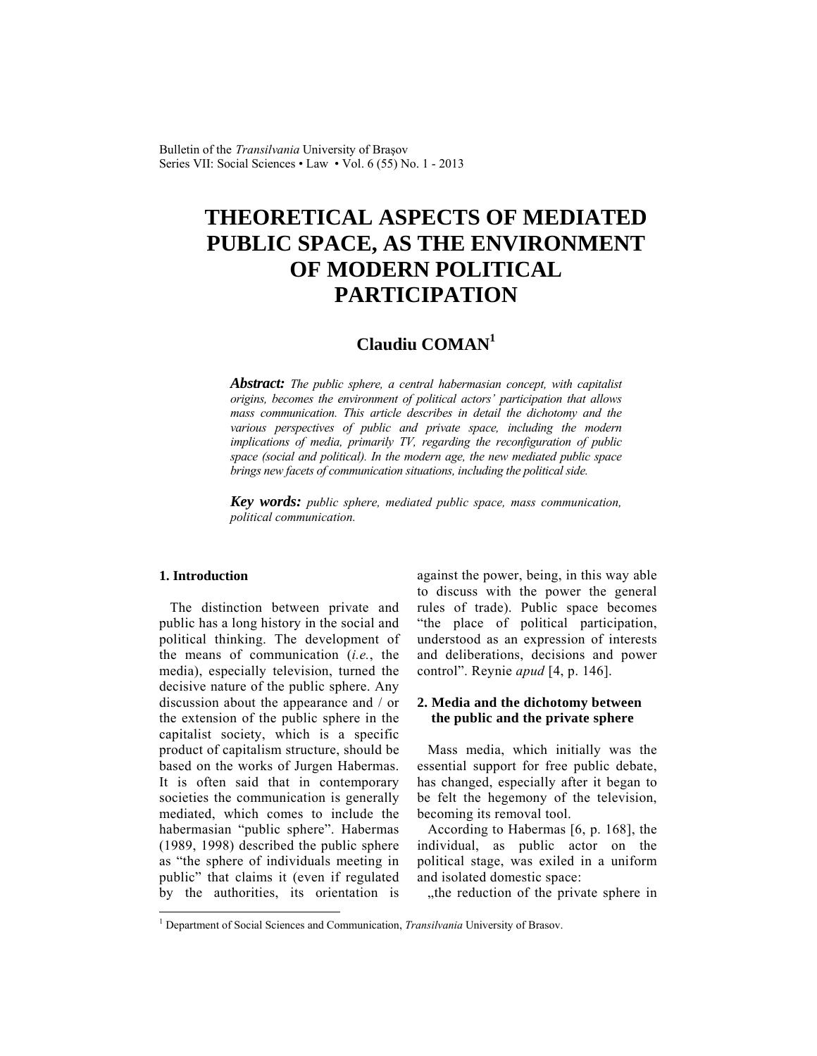# THEORETICAL ASPECTS OF MEDIATED PUBLIC SPACE, AS THE ENVIRONMENT OF MODERN POLITICAL PARTICIPATION

**Claudiu COMAN**[1]

***Abstract:*** *The public sphere, a central habermasian concept, with capitalist origins, becomes the environment of political actors' participation that allows mass communication. This article describes in detail the dichotomy and the various perspectives of public and private space, including the modern implications of media, primarily TV, regarding the reconfiguration of public space (social and political). In the modern age, the new mediated public space brings new facets of communication situations, including the political side.*

***Key words:*** *public sphere, mediated public space, mass communication, political communication.*

## 1. Introduction

The distinction between private and public has a long history in the social and political thinking. The development of the means of communication (*i.e.*, the media), especially television, turned the decisive nature of the public sphere. Any discussion about the appearance and / or the extension of the public sphere in the capitalist society, which is a specific product of capitalism structure, should be based on the works of Jurgen Habermas. It is often said that in contemporary societies the communication is generally mediated, which comes to include the habermasian "public sphere". Habermas (1989, 1998) described the public sphere as "the sphere of individuals meeting in public" that claims it (even if regulated by the authorities, its orientation is against the power, being, in this way able to discuss with the power the general rules of trade). Public space becomes "the place of political participation, understood as an expression of interests and deliberations, decisions and power control". Reynie *apud* [4, p. 146].

## 2. Media and the dichotomy between the public and the private sphere

Mass media, which initially was the essential support for free public debate, has changed, especially after it began to be felt the hegemony of the television, becoming its removal tool.

According to Habermas [6, p. 168], the individual, as public actor on the political stage, was exiled in a uniform and isolated domestic space:

„the reduction of the private sphere in

---

[1] Department of Social Sciences and Communication, *Transilvania* University of Brasov.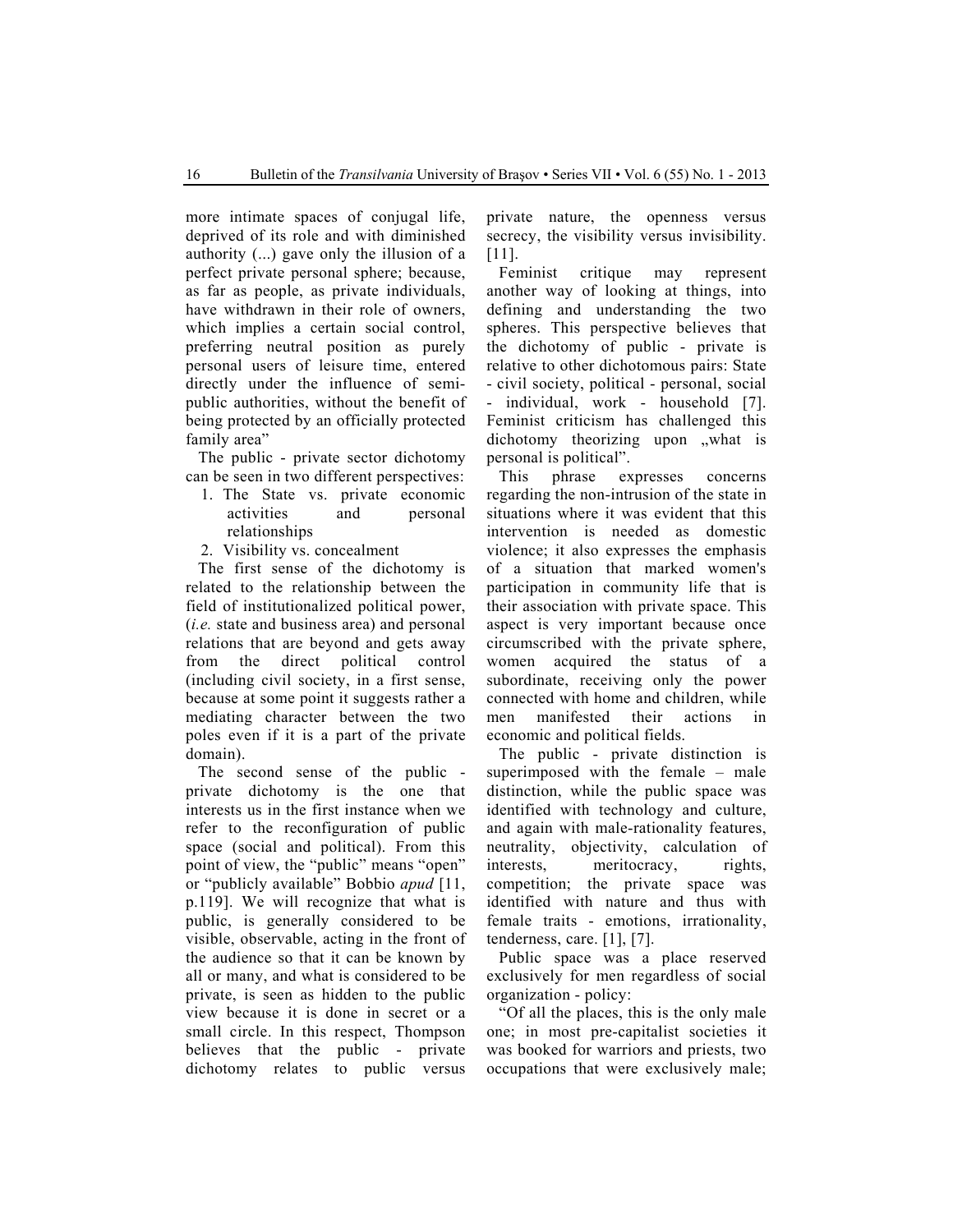more intimate spaces of conjugal life, deprived of its role and with diminished authority (...) gave only the illusion of a perfect private personal sphere; because, as far as people, as private individuals, have withdrawn in their role of owners, which implies a certain social control, preferring neutral position as purely personal users of leisure time, entered directly under the influence of semi-public authorities, without the benefit of being protected by an officially protected family area"

The public - private sector dichotomy can be seen in two different perspectives:

1. The State vs. private economic activities and personal relationships
2. Visibility vs. concealment

The first sense of the dichotomy is related to the relationship between the field of institutionalized political power, (*i.e.* state and business area) and personal relations that are beyond and gets away from the direct political control (including civil society, in a first sense, because at some point it suggests rather a mediating character between the two poles even if it is a part of the private domain).

The second sense of the public - private dichotomy is the one that interests us in the first instance when we refer to the reconfiguration of public space (social and political). From this point of view, the "public" means "open" or "publicly available" Bobbio *apud* [11, p.119]. We will recognize that what is public, is generally considered to be visible, observable, acting in the front of the audience so that it can be known by all or many, and what is considered to be private, is seen as hidden to the public view because it is done in secret or a small circle. In this respect, Thompson believes that the public - private dichotomy relates to public versus private nature, the openness versus secrecy, the visibility versus invisibility. [11].

Feminist critique may represent another way of looking at things, into defining and understanding the two spheres. This perspective believes that the dichotomy of public - private is relative to other dichotomous pairs: State - civil society, political - personal, social - individual, work - household [7]. Feminist criticism has challenged this dichotomy theorizing upon „what is personal is political".

This phrase expresses concerns regarding the non-intrusion of the state in situations where it was evident that this intervention is needed as domestic violence; it also expresses the emphasis of a situation that marked women's participation in community life that is their association with private space. This aspect is very important because once circumscribed with the private sphere, women acquired the status of a subordinate, receiving only the power connected with home and children, while men manifested their actions in economic and political fields.

The public - private distinction is superimposed with the female – male distinction, while the public space was identified with technology and culture, and again with male-rationality features, neutrality, objectivity, calculation of interests, meritocracy, rights, competition; the private space was identified with nature and thus with female traits - emotions, irrationality, tenderness, care. [1], [7].

Public space was a place reserved exclusively for men regardless of social organization - policy:

"Of all the places, this is the only male one; in most pre-capitalist societies it was booked for warriors and priests, two occupations that were exclusively male;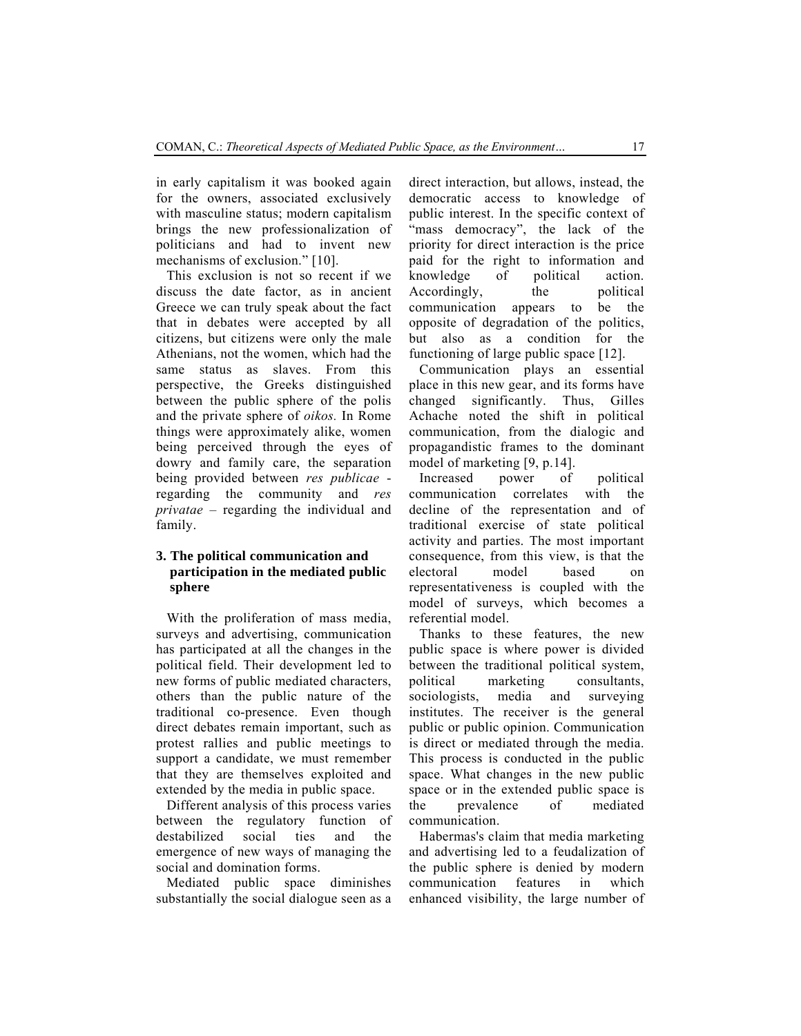in early capitalism it was booked again for the owners, associated exclusively with masculine status; modern capitalism brings the new professionalization of politicians and had to invent new mechanisms of exclusion." [10].

This exclusion is not so recent if we discuss the date factor, as in ancient Greece we can truly speak about the fact that in debates were accepted by all citizens, but citizens were only the male Athenians, not the women, which had the same status as slaves. From this perspective, the Greeks distinguished between the public sphere of the polis and the private sphere of *oikos.* In Rome things were approximately alike, women being perceived through the eyes of dowry and family care, the separation being provided between *res publicae* - regarding the community and *res privatae* – regarding the individual and family.

## 3. The political communication and participation in the mediated public sphere

With the proliferation of mass media, surveys and advertising, communication has participated at all the changes in the political field. Their development led to new forms of public mediated characters, others than the public nature of the traditional co-presence. Even though direct debates remain important, such as protest rallies and public meetings to support a candidate, we must remember that they are themselves exploited and extended by the media in public space.

Different analysis of this process varies between the regulatory function of destabilized social ties and the emergence of new ways of managing the social and domination forms.

Mediated public space diminishes substantially the social dialogue seen as a direct interaction, but allows, instead, the democratic access to knowledge of public interest. In the specific context of "mass democracy", the lack of the priority for direct interaction is the price paid for the right to information and knowledge of political action. Accordingly, the political communication appears to be the opposite of degradation of the politics, but also as a condition for the functioning of large public space [12].

Communication plays an essential place in this new gear, and its forms have changed significantly. Thus, Gilles Achache noted the shift in political communication, from the dialogic and propagandistic frames to the dominant model of marketing [9, p.14].

Increased power of political communication correlates with the decline of the representation and of traditional exercise of state political activity and parties. The most important consequence, from this view, is that the electoral model based on representativeness is coupled with the model of surveys, which becomes a referential model.

Thanks to these features, the new public space is where power is divided between the traditional political system, political marketing consultants, sociologists, media and surveying institutes. The receiver is the general public or public opinion. Communication is direct or mediated through the media. This process is conducted in the public space. What changes in the new public space or in the extended public space is the prevalence of mediated communication.

Habermas's claim that media marketing and advertising led to a feudalization of the public sphere is denied by modern communication features in which enhanced visibility, the large number of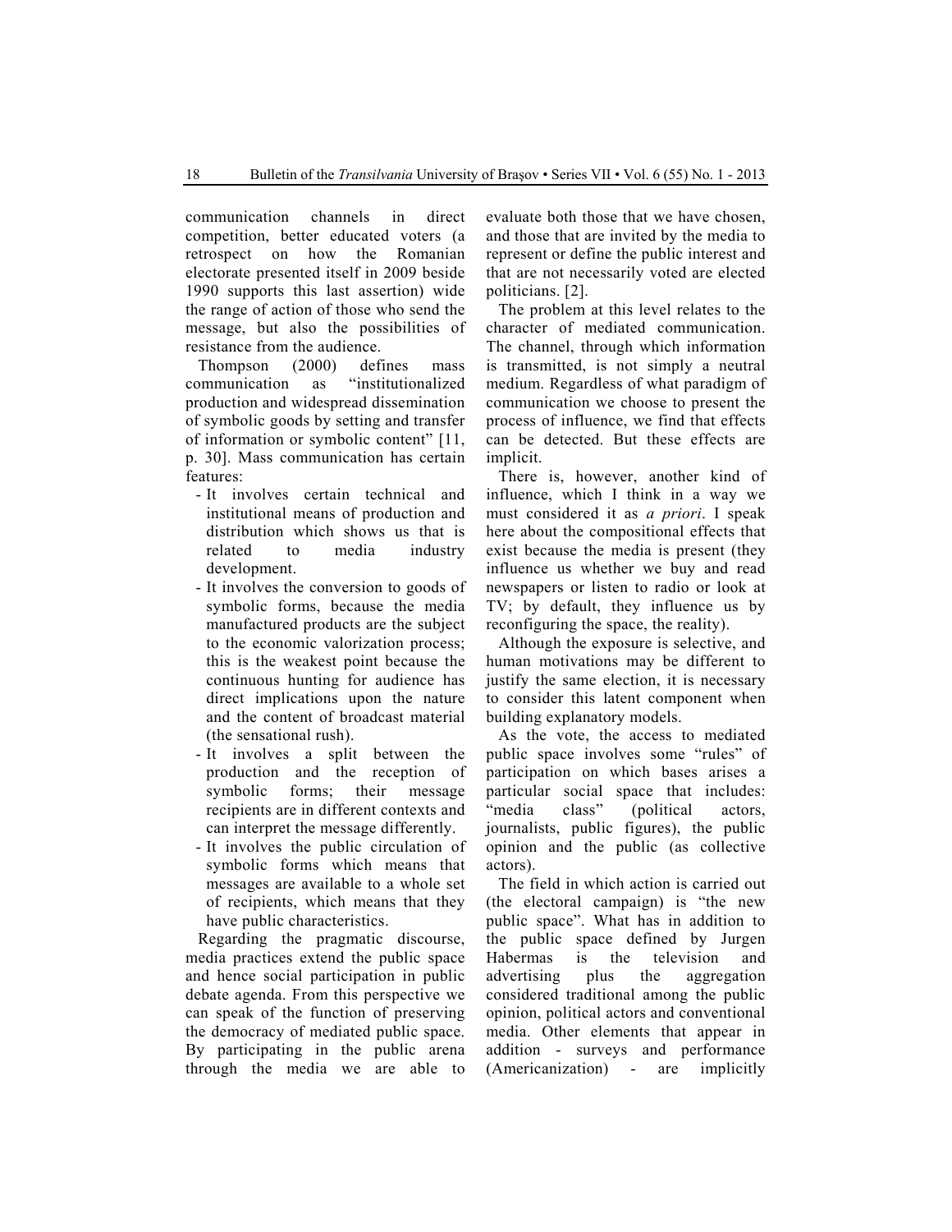communication channels in direct competition, better educated voters (a retrospect on how the Romanian electorate presented itself in 2009 beside 1990 supports this last assertion) wide the range of action of those who send the message, but also the possibilities of resistance from the audience.

Thompson (2000) defines mass communication as "institutionalized production and widespread dissemination of symbolic goods by setting and transfer of information or symbolic content" [11, p. 30]. Mass communication has certain features:

- It involves certain technical and institutional means of production and distribution which shows us that is related to media industry development.
- It involves the conversion to goods of symbolic forms, because the media manufactured products are the subject to the economic valorization process; this is the weakest point because the continuous hunting for audience has direct implications upon the nature and the content of broadcast material (the sensational rush).
- It involves a split between the production and the reception of symbolic forms; their message recipients are in different contexts and can interpret the message differently.
- It involves the public circulation of symbolic forms which means that messages are available to a whole set of recipients, which means that they have public characteristics.

Regarding the pragmatic discourse, media practices extend the public space and hence social participation in public debate agenda. From this perspective we can speak of the function of preserving the democracy of mediated public space. By participating in the public arena through the media we are able to evaluate both those that we have chosen, and those that are invited by the media to represent or define the public interest and that are not necessarily voted are elected politicians. [2].

The problem at this level relates to the character of mediated communication. The channel, through which information is transmitted, is not simply a neutral medium. Regardless of what paradigm of communication we choose to present the process of influence, we find that effects can be detected. But these effects are implicit.

There is, however, another kind of influence, which I think in a way we must considered it as *a priori*. I speak here about the compositional effects that exist because the media is present (they influence us whether we buy and read newspapers or listen to radio or look at TV; by default, they influence us by reconfiguring the space, the reality).

Although the exposure is selective, and human motivations may be different to justify the same election, it is necessary to consider this latent component when building explanatory models.

As the vote, the access to mediated public space involves some "rules" of participation on which bases arises a particular social space that includes: "media class" (political actors, journalists, public figures), the public opinion and the public (as collective actors).

The field in which action is carried out (the electoral campaign) is "the new public space". What has in addition to the public space defined by Jurgen Habermas is the television and advertising plus the aggregation considered traditional among the public opinion, political actors and conventional media. Other elements that appear in addition - surveys and performance (Americanization) - are implicitly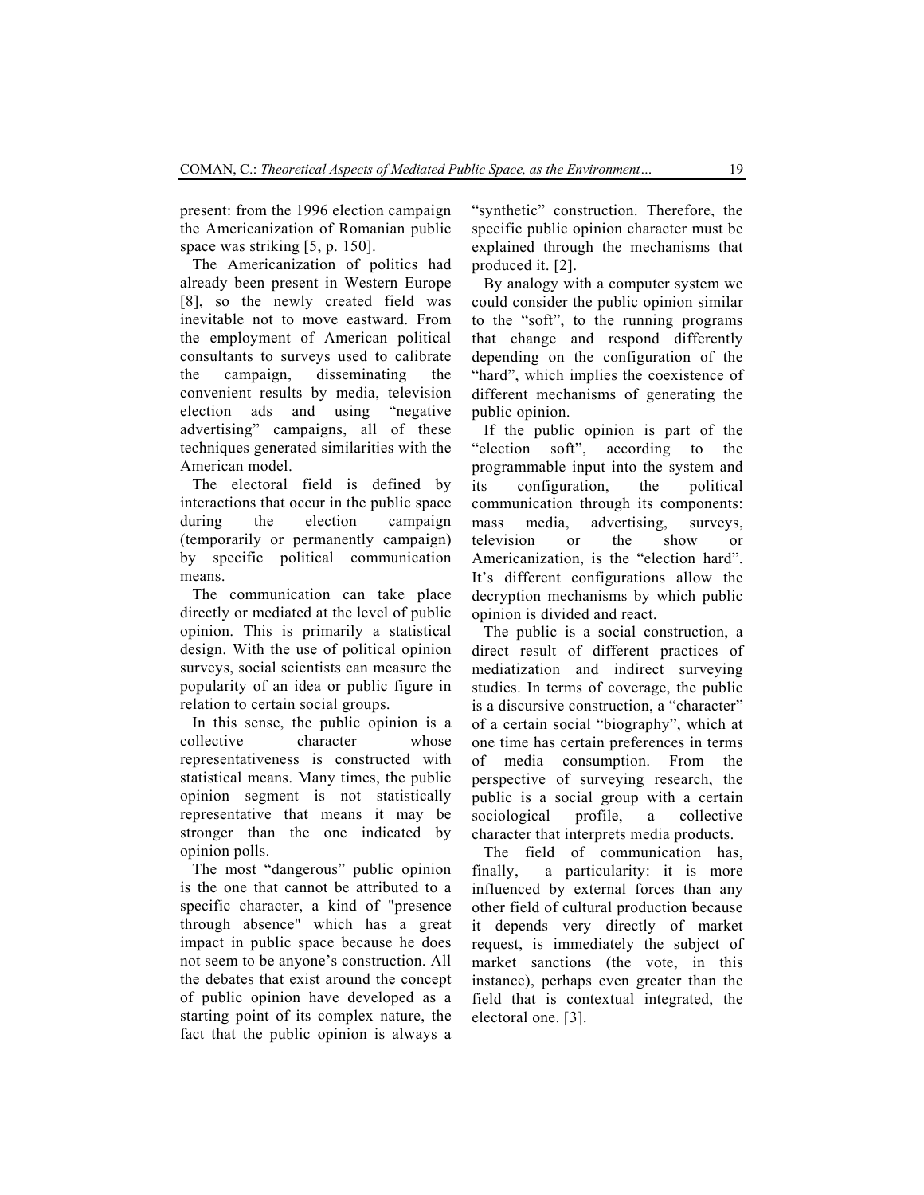present: from the 1996 election campaign the Americanization of Romanian public space was striking [5, p. 150].

The Americanization of politics had already been present in Western Europe [8], so the newly created field was inevitable not to move eastward. From the employment of American political consultants to surveys used to calibrate the campaign, disseminating the convenient results by media, television election ads and using "negative advertising" campaigns, all of these techniques generated similarities with the American model.

The electoral field is defined by interactions that occur in the public space during the election campaign (temporarily or permanently campaign) by specific political communication means.

The communication can take place directly or mediated at the level of public opinion. This is primarily a statistical design. With the use of political opinion surveys, social scientists can measure the popularity of an idea or public figure in relation to certain social groups.

In this sense, the public opinion is a collective character whose representativeness is constructed with statistical means. Many times, the public opinion segment is not statistically representative that means it may be stronger than the one indicated by opinion polls.

The most "dangerous" public opinion is the one that cannot be attributed to a specific character, a kind of "presence through absence" which has a great impact in public space because he does not seem to be anyone's construction. All the debates that exist around the concept of public opinion have developed as a starting point of its complex nature, the fact that the public opinion is always a "synthetic" construction. Therefore, the specific public opinion character must be explained through the mechanisms that produced it. [2].

By analogy with a computer system we could consider the public opinion similar to the "soft", to the running programs that change and respond differently depending on the configuration of the "hard", which implies the coexistence of different mechanisms of generating the public opinion.

If the public opinion is part of the "election soft", according to the programmable input into the system and its configuration, the political communication through its components: mass media, advertising, surveys, television or the show or Americanization, is the "election hard". It's different configurations allow the decryption mechanisms by which public opinion is divided and react.

The public is a social construction, a direct result of different practices of mediatization and indirect surveying studies. In terms of coverage, the public is a discursive construction, a "character" of a certain social "biography", which at one time has certain preferences in terms of media consumption. From the perspective of surveying research, the public is a social group with a certain sociological profile, a collective character that interprets media products.

The field of communication has, finally, a particularity: it is more influenced by external forces than any other field of cultural production because it depends very directly of market request, is immediately the subject of market sanctions (the vote, in this instance), perhaps even greater than the field that is contextual integrated, the electoral one. [3].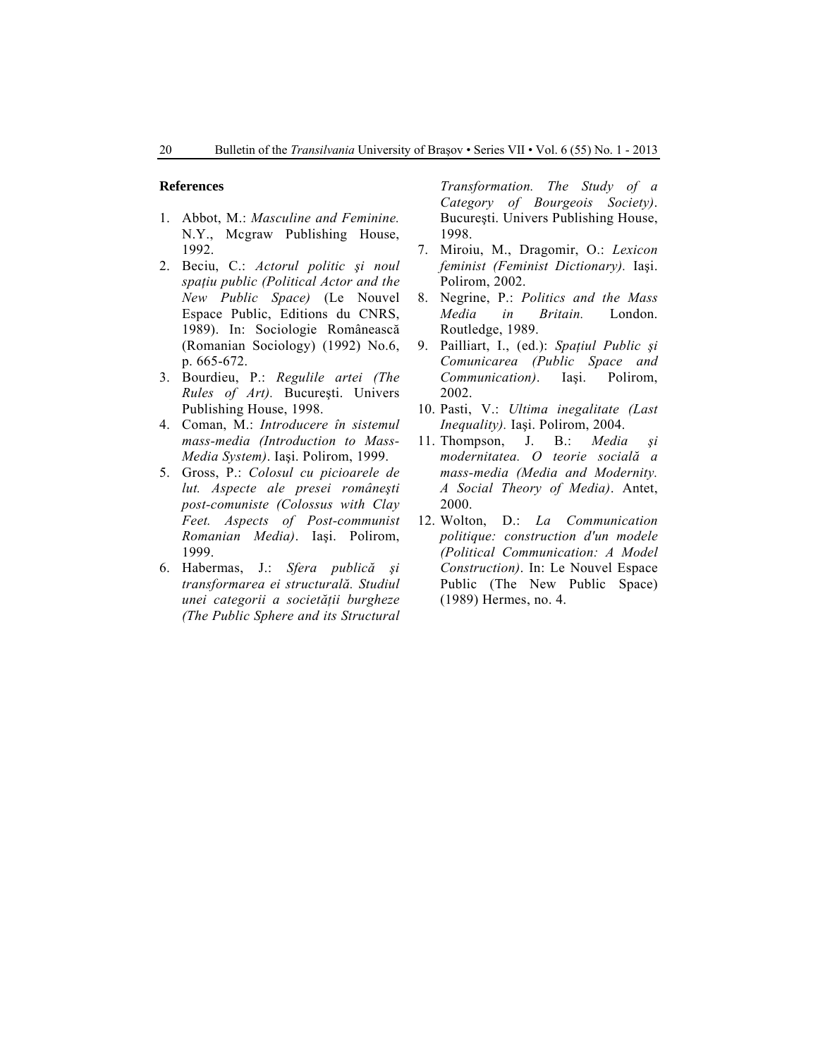## References

1. Abbot, M.: *Masculine and Feminine.* N.Y., Mcgraw Publishing House, 1992.
2. Beciu, C.: *Actorul politic şi noul spaţiu public (Political Actor and the New Public Space)* (Le Nouvel Espace Public, Editions du CNRS, 1989). In: Sociologie Românească (Romanian Sociology) (1992) No.6, p. 665-672.
3. Bourdieu, P.: *Regulile artei (The Rules of Art).* Bucureşti. Univers Publishing House, 1998.
4. Coman, M.: *Introducere în sistemul mass-media (Introduction to Mass-Media System)*. Iaşi. Polirom, 1999.
5. Gross, P.: *Colosul cu picioarele de lut. Aspecte ale presei româneşti post-comuniste (Colossus with Clay Feet. Aspects of Post-communist Romanian Media)*. Iaşi. Polirom, 1999.
6. Habermas, J.: *Sfera publică şi transformarea ei structurală. Studiul unei categorii a societăţii burgheze (The Public Sphere and its Structural Transformation. The Study of a Category of Bourgeois Society)*. Bucureşti. Univers Publishing House, 1998.
7. Miroiu, M., Dragomir, O.: *Lexicon feminist (Feminist Dictionary).* Iaşi. Polirom, 2002.
8. Negrine, P.: *Politics and the Mass Media in Britain.* London. Routledge, 1989.
9. Pailliart, I., (ed.): *Spaţiul Public şi Comunicarea (Public Space and Communication)*. Iaşi. Polirom, 2002.
10. Pasti, V.: *Ultima inegalitate (Last Inequality).* Iaşi. Polirom, 2004.
11. Thompson, J. B.: *Media şi modernitatea. O teorie socială a mass-media (Media and Modernity. A Social Theory of Media)*. Antet, 2000.
12. Wolton, D.: *La Communication politique: construction d'un modele (Political Communication: A Model Construction)*. In: Le Nouvel Espace Public (The New Public Space) (1989) Hermes, no. 4.